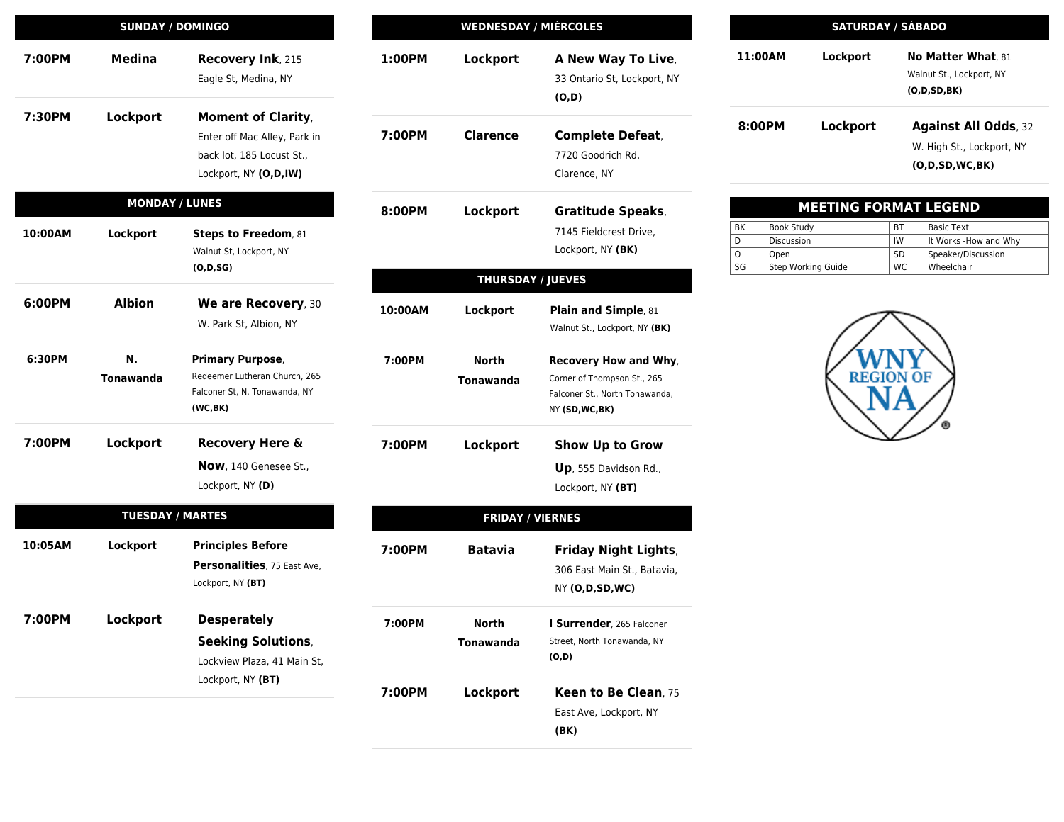## SUNDAY / DOMINGO

| Time | Location | Meeting |
|---|---|---|
| 7:00PM | Medina | **Recovery Ink**, 215 Eagle St, Medina, NY |
| 7:30PM | Lockport | **Moment of Clarity**, Enter off Mac Alley, Park in back lot, 185 Locust St., Lockport, NY **(O,D,IW)** |

## MONDAY / LUNES

| Time | Location | Meeting |
|---|---|---|
| 10:00AM | Lockport | **Steps to Freedom**, 81 Walnut St, Lockport, NY **(O,D,SG)** |
| 6:00PM | Albion | **We are Recovery**, 30 W. Park St, Albion, NY |
| 6:30PM | N. Tonawanda | **Primary Purpose**, Redeemer Lutheran Church, 265 Falconer St, N. Tonawanda, NY **(WC,BK)** |
| 7:00PM | Lockport | **Recovery Here & Now**, 140 Genesee St., Lockport, NY **(D)** |

## TUESDAY / MARTES

| Time | Location | Meeting |
|---|---|---|
| 10:05AM | Lockport | **Principles Before Personalities**, 75 East Ave, Lockport, NY **(BT)** |
| 7:00PM | Lockport | **Desperately Seeking Solutions**, Lockview Plaza, 41 Main St, Lockport, NY **(BT)** |

## WEDNESDAY / MIÉRCOLES

| Time | Location | Meeting |
|---|---|---|
| 1:00PM | Lockport | **A New Way To Live**, 33 Ontario St, Lockport, NY **(O,D)** |
| 7:00PM | Clarence | **Complete Defeat**, 7720 Goodrich Rd, Clarence, NY |
| 8:00PM | Lockport | **Gratitude Speaks**, 7145 Fieldcrest Drive, Lockport, NY **(BK)** |

## THURSDAY / JUEVES

| Time | Location | Meeting |
|---|---|---|
| 10:00AM | Lockport | **Plain and Simple**, 81 Walnut St., Lockport, NY **(BK)** |
| 7:00PM | North Tonawanda | **Recovery How and Why**, Corner of Thompson St., 265 Falconer St., North Tonawanda, NY **(SD,WC,BK)** |
| 7:00PM | Lockport | **Show Up to Grow Up**, 555 Davidson Rd., Lockport, NY **(BT)** |

## FRIDAY / VIERNES

| Time | Location | Meeting |
|---|---|---|
| 7:00PM | Batavia | **Friday Night Lights**, 306 East Main St., Batavia, NY **(O,D,SD,WC)** |
| 7:00PM | North Tonawanda | **I Surrender**, 265 Falconer Street, North Tonawanda, NY **(O,D)** |
| 7:00PM | Lockport | **Keen to Be Clean**, 75 East Ave, Lockport, NY **(BK)** |

## SATURDAY / SÁBADO

| Time | Location | Meeting |
|---|---|---|
| 11:00AM | Lockport | **No Matter What**, 81 Walnut St., Lockport, NY **(O,D,SD,BK)** |
| 8:00PM | Lockport | **Against All Odds**, 32 W. High St., Lockport, NY **(O,D,SD,WC,BK)** |

## MEETING FORMAT LEGEND

| Code | Format | Code | Format |
|---|---|---|---|
| BK | Book Study | BT | Basic Text |
| D | Discussion | IW | It Works -How and Why |
| O | Open | SD | Speaker/Discussion |
| SG | Step Working Guide | WC | Wheelchair |

WNY REGION OF NA ®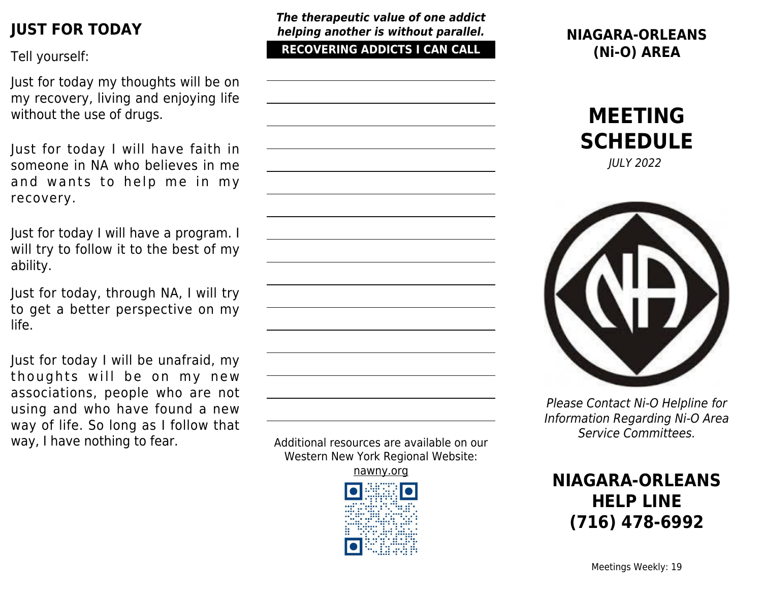## JUST FOR TODAY

Tell yourself:

Just for today my thoughts will be on my recovery, living and enjoying life without the use of drugs.

Just for today I will have faith in someone in NA who believes in me and wants to help me in my recovery.

Just for today I will have a program. I will try to follow it to the best of my ability.

Just for today, through NA, I will try to get a better perspective on my life.

Just for today I will be unafraid, my thoughts will be on my new associations, people who are not using and who have found a new way of life. So long as I follow that way, I have nothing to fear.

***The therapeutic value of one addict helping another is without parallel.***

**RECOVERING ADDICTS I CAN CALL**

Additional resources are available on our Western New York Regional Website: nawny.org

**NIAGARA-ORLEANS (Ni-O) AREA**

# MEETING SCHEDULE

*JULY 2022*

*Please Contact Ni-O Helpline for Information Regarding Ni-O Area Service Committees.*

## NIAGARA-ORLEANS HELP LINE (716) 478-6992

Meetings Weekly: 19